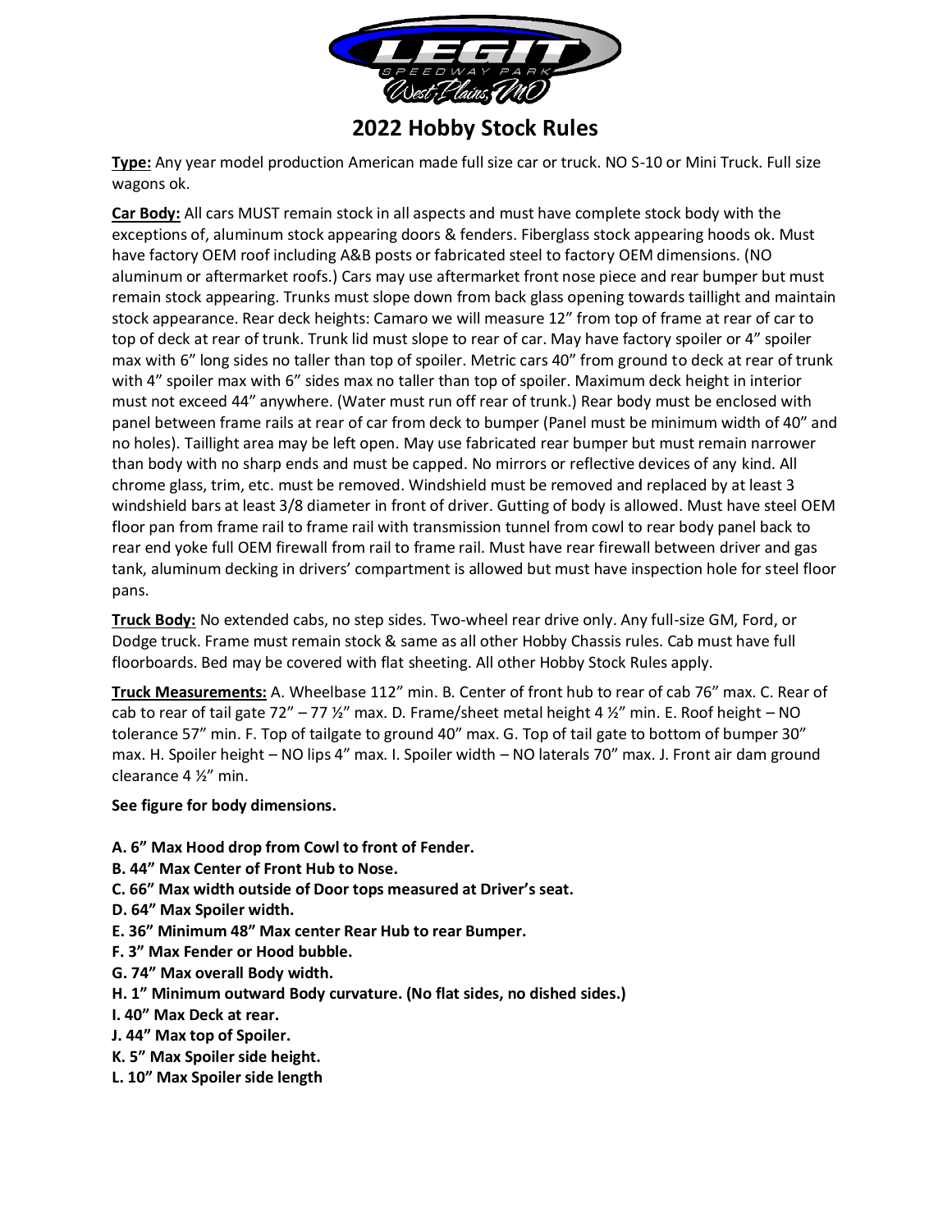# 2022 Hobby Stock Rules

**Type:** Any year model production American made full size car or truck. NO S-10 or Mini Truck. Full size wagons ok.

**Car Body:** All cars MUST remain stock in all aspects and must have complete stock body with the exceptions of, aluminum stock appearing doors & fenders. Fiberglass stock appearing hoods ok. Must have factory OEM roof including A&B posts or fabricated steel to factory OEM dimensions. (NO aluminum or aftermarket roofs.) Cars may use aftermarket front nose piece and rear bumper but must remain stock appearing. Trunks must slope down from back glass opening towards taillight and maintain stock appearance. Rear deck heights: Camaro we will measure 12" from top of frame at rear of car to top of deck at rear of trunk. Trunk lid must slope to rear of car. May have factory spoiler or 4" spoiler max with 6" long sides no taller than top of spoiler. Metric cars 40" from ground to deck at rear of trunk with 4" spoiler max with 6" sides max no taller than top of spoiler. Maximum deck height in interior must not exceed 44" anywhere. (Water must run off rear of trunk.) Rear body must be enclosed with panel between frame rails at rear of car from deck to bumper (Panel must be minimum width of 40" and no holes). Taillight area may be left open. May use fabricated rear bumper but must remain narrower than body with no sharp ends and must be capped. No mirrors or reflective devices of any kind. All chrome glass, trim, etc. must be removed. Windshield must be removed and replaced by at least 3 windshield bars at least 3/8 diameter in front of driver. Gutting of body is allowed. Must have steel OEM floor pan from frame rail to frame rail with transmission tunnel from cowl to rear body panel back to rear end yoke full OEM firewall from rail to frame rail. Must have rear firewall between driver and gas tank, aluminum decking in drivers' compartment is allowed but must have inspection hole for steel floor pans.

**Truck Body:** No extended cabs, no step sides. Two-wheel rear drive only. Any full-size GM, Ford, or Dodge truck. Frame must remain stock & same as all other Hobby Chassis rules. Cab must have full floorboards. Bed may be covered with flat sheeting. All other Hobby Stock Rules apply.

**Truck Measurements:** A. Wheelbase 112" min. B. Center of front hub to rear of cab 76" max. C. Rear of cab to rear of tail gate 72" – 77 ½" max. D. Frame/sheet metal height 4 ½" min. E. Roof height – NO tolerance 57" min. F. Top of tailgate to ground 40" max. G. Top of tail gate to bottom of bumper 30" max. H. Spoiler height – NO lips 4" max. I. Spoiler width – NO laterals 70" max. J. Front air dam ground clearance 4 ½" min.

**See figure for body dimensions.**

**A. 6" Max Hood drop from Cowl to front of Fender.**
**B. 44" Max Center of Front Hub to Nose.**
**C. 66" Max width outside of Door tops measured at Driver's seat.**
**D. 64" Max Spoiler width.**
**E. 36" Minimum 48" Max center Rear Hub to rear Bumper.**
**F. 3" Max Fender or Hood bubble.**
**G. 74" Max overall Body width.**
**H. 1" Minimum outward Body curvature. (No flat sides, no dished sides.)**
**I. 40" Max Deck at rear.**
**J. 44" Max top of Spoiler.**
**K. 5" Max Spoiler side height.**
**L. 10" Max Spoiler side length**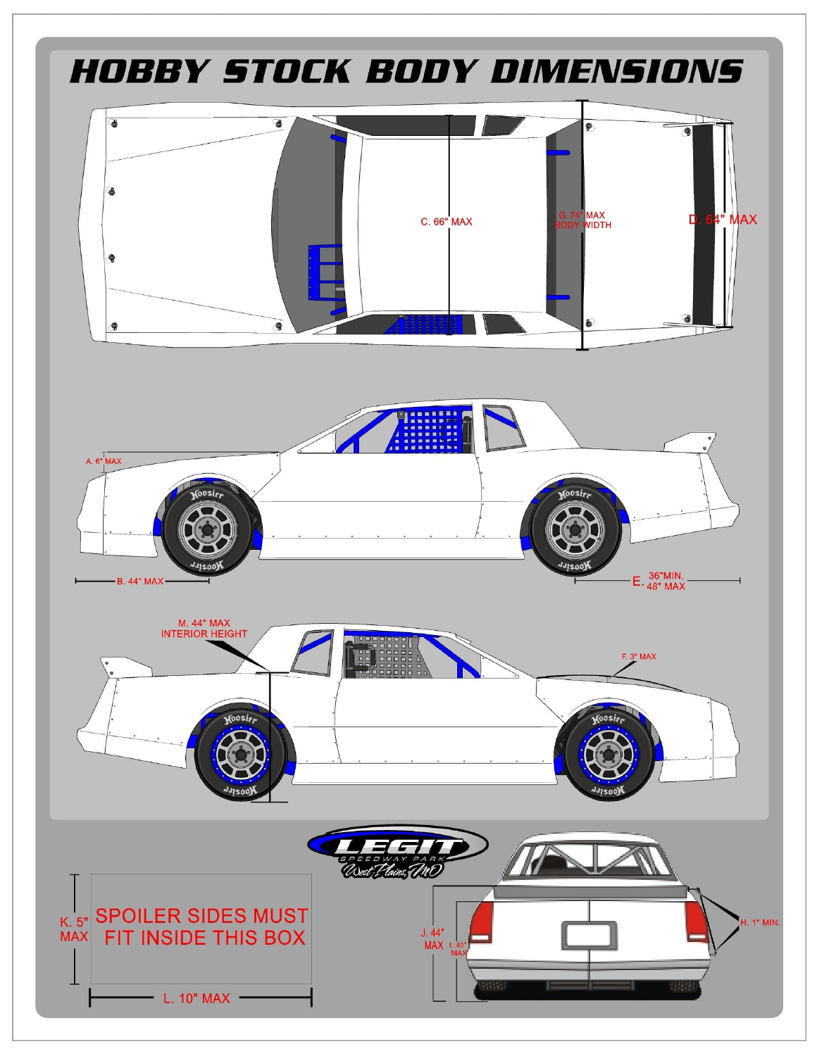# HOBBY STOCK BODY DIMENSIONS

C. 66" MAX

G. 74" MAX BODY WIDTH

D. 64" MAX

A. 6" MAX

B. 44" MAX

E. 36" MIN. 48" MAX

M. 44" MAX INTERIOR HEIGHT

F. 3" MAX

LEGIT SPEEDWAY PARK West Plains, MO

K. 5" MAX

SPOILER SIDES MUST FIT INSIDE THIS BOX

L. 10" MAX

J. 44" MAX

I. 40" MAX

H. 1" MIN.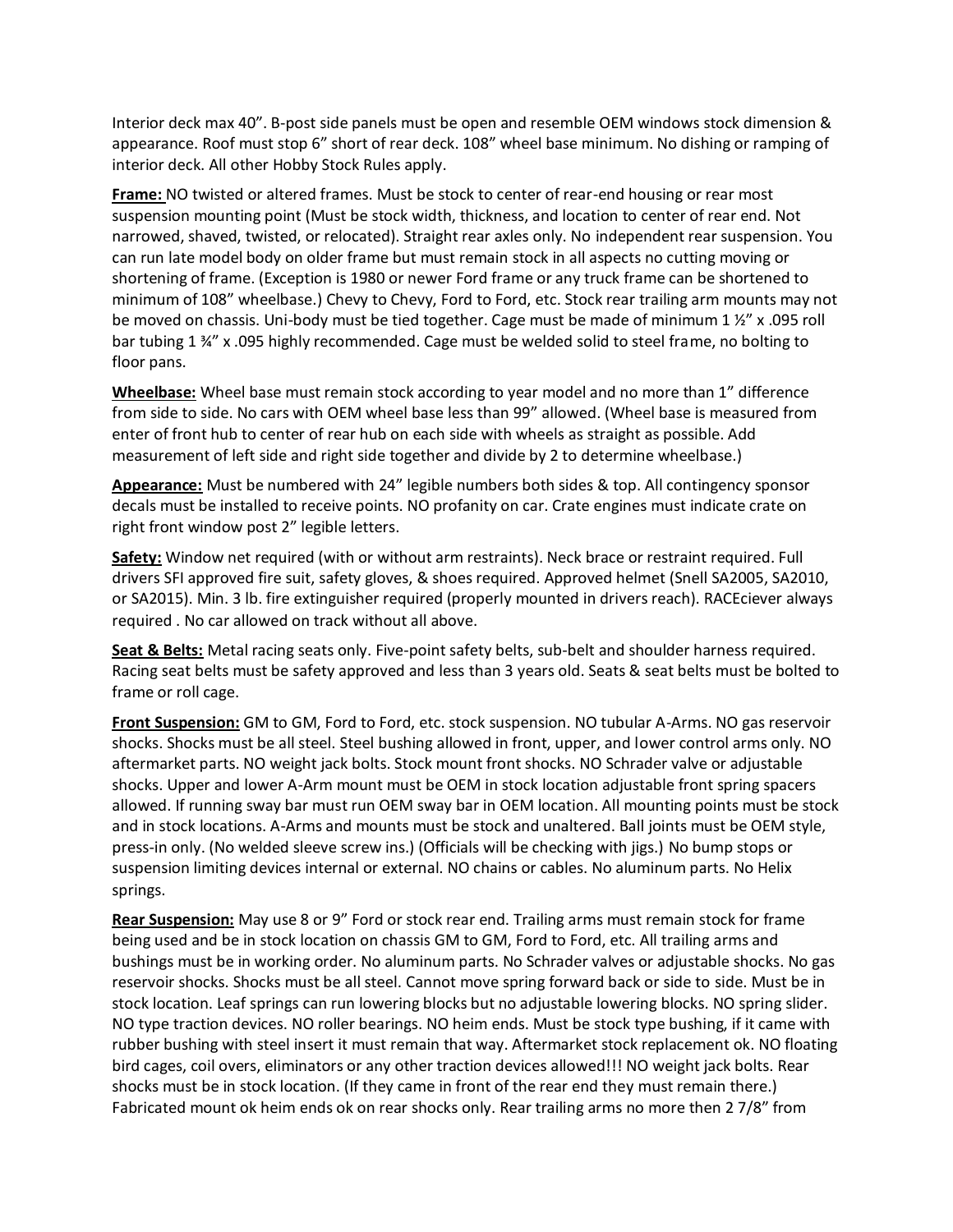Interior deck max 40". B-post side panels must be open and resemble OEM windows stock dimension & appearance. Roof must stop 6" short of rear deck. 108" wheel base minimum. No dishing or ramping of interior deck. All other Hobby Stock Rules apply.

**Frame:** NO twisted or altered frames. Must be stock to center of rear-end housing or rear most suspension mounting point (Must be stock width, thickness, and location to center of rear end. Not narrowed, shaved, twisted, or relocated). Straight rear axles only. No independent rear suspension. You can run late model body on older frame but must remain stock in all aspects no cutting moving or shortening of frame. (Exception is 1980 or newer Ford frame or any truck frame can be shortened to minimum of 108" wheelbase.) Chevy to Chevy, Ford to Ford, etc. Stock rear trailing arm mounts may not be moved on chassis. Uni-body must be tied together. Cage must be made of minimum 1 ½" x .095 roll bar tubing 1 ¾" x .095 highly recommended. Cage must be welded solid to steel frame, no bolting to floor pans.

**Wheelbase:** Wheel base must remain stock according to year model and no more than 1" difference from side to side. No cars with OEM wheel base less than 99" allowed. (Wheel base is measured from enter of front hub to center of rear hub on each side with wheels as straight as possible. Add measurement of left side and right side together and divide by 2 to determine wheelbase.)

**Appearance:** Must be numbered with 24" legible numbers both sides & top. All contingency sponsor decals must be installed to receive points. NO profanity on car. Crate engines must indicate crate on right front window post 2" legible letters.

**Safety:** Window net required (with or without arm restraints). Neck brace or restraint required. Full drivers SFI approved fire suit, safety gloves, & shoes required. Approved helmet (Snell SA2005, SA2010, or SA2015). Min. 3 lb. fire extinguisher required (properly mounted in drivers reach). RACEciever always required . No car allowed on track without all above.

**Seat & Belts:** Metal racing seats only. Five-point safety belts, sub-belt and shoulder harness required. Racing seat belts must be safety approved and less than 3 years old. Seats & seat belts must be bolted to frame or roll cage.

**Front Suspension:** GM to GM, Ford to Ford, etc. stock suspension. NO tubular A-Arms. NO gas reservoir shocks. Shocks must be all steel. Steel bushing allowed in front, upper, and lower control arms only. NO aftermarket parts. NO weight jack bolts. Stock mount front shocks. NO Schrader valve or adjustable shocks. Upper and lower A-Arm mount must be OEM in stock location adjustable front spring spacers allowed. If running sway bar must run OEM sway bar in OEM location. All mounting points must be stock and in stock locations. A-Arms and mounts must be stock and unaltered. Ball joints must be OEM style, press-in only. (No welded sleeve screw ins.) (Officials will be checking with jigs.) No bump stops or suspension limiting devices internal or external. NO chains or cables. No aluminum parts. No Helix springs.

**Rear Suspension:** May use 8 or 9" Ford or stock rear end. Trailing arms must remain stock for frame being used and be in stock location on chassis GM to GM, Ford to Ford, etc. All trailing arms and bushings must be in working order. No aluminum parts. No Schrader valves or adjustable shocks. No gas reservoir shocks. Shocks must be all steel. Cannot move spring forward back or side to side. Must be in stock location. Leaf springs can run lowering blocks but no adjustable lowering blocks. NO spring slider. NO type traction devices. NO roller bearings. NO heim ends. Must be stock type bushing, if it came with rubber bushing with steel insert it must remain that way. Aftermarket stock replacement ok. NO floating bird cages, coil overs, eliminators or any other traction devices allowed!!! NO weight jack bolts. Rear shocks must be in stock location. (If they came in front of the rear end they must remain there.) Fabricated mount ok heim ends ok on rear shocks only. Rear trailing arms no more then 2 7/8" from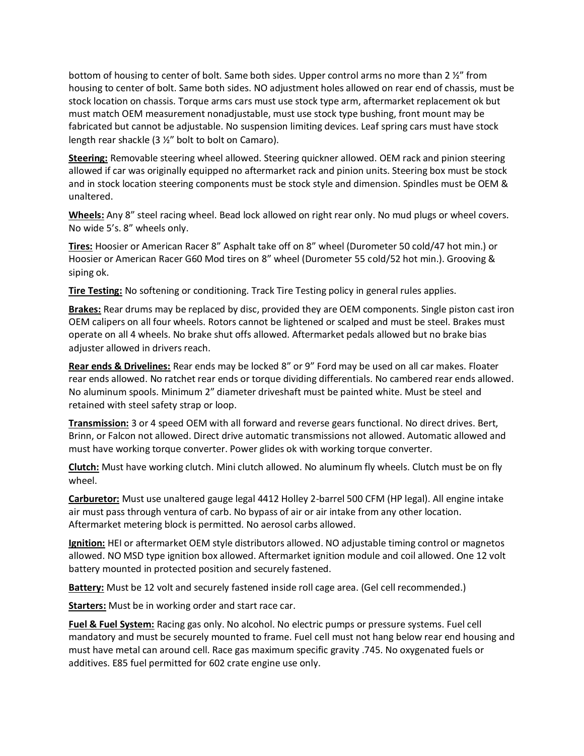bottom of housing to center of bolt. Same both sides. Upper control arms no more than 2 ½" from housing to center of bolt. Same both sides. NO adjustment holes allowed on rear end of chassis, must be stock location on chassis. Torque arms cars must use stock type arm, aftermarket replacement ok but must match OEM measurement nonadjustable, must use stock type bushing, front mount may be fabricated but cannot be adjustable. No suspension limiting devices. Leaf spring cars must have stock length rear shackle (3 ½" bolt to bolt on Camaro).

**Steering:** Removable steering wheel allowed. Steering quickner allowed. OEM rack and pinion steering allowed if car was originally equipped no aftermarket rack and pinion units. Steering box must be stock and in stock location steering components must be stock style and dimension. Spindles must be OEM & unaltered.

**Wheels:** Any 8" steel racing wheel. Bead lock allowed on right rear only. No mud plugs or wheel covers. No wide 5's. 8" wheels only.

**Tires:** Hoosier or American Racer 8" Asphalt take off on 8" wheel (Durometer 50 cold/47 hot min.) or Hoosier or American Racer G60 Mod tires on 8" wheel (Durometer 55 cold/52 hot min.). Grooving & siping ok.

**Tire Testing:** No softening or conditioning. Track Tire Testing policy in general rules applies.

**Brakes:** Rear drums may be replaced by disc, provided they are OEM components. Single piston cast iron OEM calipers on all four wheels. Rotors cannot be lightened or scalped and must be steel. Brakes must operate on all 4 wheels. No brake shut offs allowed. Aftermarket pedals allowed but no brake bias adjuster allowed in drivers reach.

**Rear ends & Drivelines:** Rear ends may be locked 8" or 9" Ford may be used on all car makes. Floater rear ends allowed. No ratchet rear ends or torque dividing differentials. No cambered rear ends allowed. No aluminum spools. Minimum 2" diameter driveshaft must be painted white. Must be steel and retained with steel safety strap or loop.

**Transmission:** 3 or 4 speed OEM with all forward and reverse gears functional. No direct drives. Bert, Brinn, or Falcon not allowed. Direct drive automatic transmissions not allowed. Automatic allowed and must have working torque converter. Power glides ok with working torque converter.

**Clutch:** Must have working clutch. Mini clutch allowed. No aluminum fly wheels. Clutch must be on fly wheel.

**Carburetor:** Must use unaltered gauge legal 4412 Holley 2-barrel 500 CFM (HP legal). All engine intake air must pass through ventura of carb. No bypass of air or air intake from any other location. Aftermarket metering block is permitted. No aerosol carbs allowed.

**Ignition:** HEI or aftermarket OEM style distributors allowed. NO adjustable timing control or magnetos allowed. NO MSD type ignition box allowed. Aftermarket ignition module and coil allowed. One 12 volt battery mounted in protected position and securely fastened.

**Battery:** Must be 12 volt and securely fastened inside roll cage area. (Gel cell recommended.)

**Starters:** Must be in working order and start race car.

**Fuel & Fuel System:** Racing gas only. No alcohol. No electric pumps or pressure systems. Fuel cell mandatory and must be securely mounted to frame. Fuel cell must not hang below rear end housing and must have metal can around cell. Race gas maximum specific gravity .745. No oxygenated fuels or additives. E85 fuel permitted for 602 crate engine use only.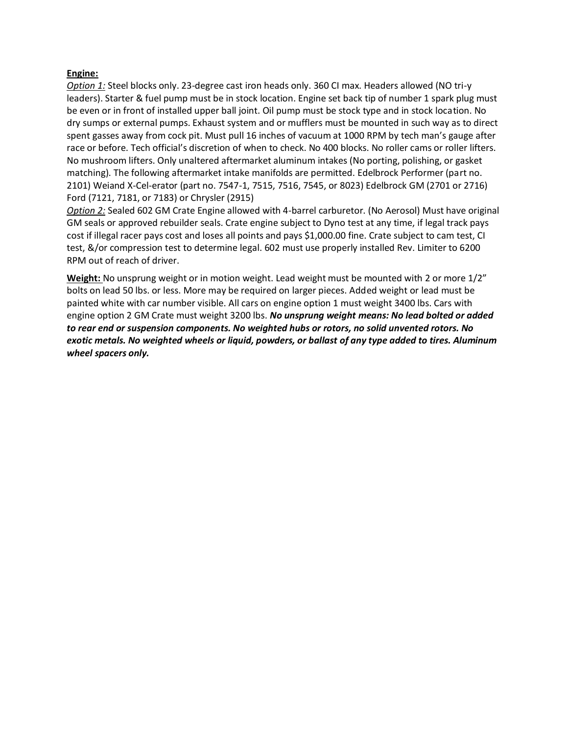**Engine:**

*Option 1:* Steel blocks only. 23-degree cast iron heads only. 360 CI max. Headers allowed (NO tri-y leaders). Starter & fuel pump must be in stock location. Engine set back tip of number 1 spark plug must be even or in front of installed upper ball joint. Oil pump must be stock type and in stock location. No dry sumps or external pumps. Exhaust system and or mufflers must be mounted in such way as to direct spent gasses away from cock pit. Must pull 16 inches of vacuum at 1000 RPM by tech man's gauge after race or before. Tech official's discretion of when to check. No 400 blocks. No roller cams or roller lifters. No mushroom lifters. Only unaltered aftermarket aluminum intakes (No porting, polishing, or gasket matching). The following aftermarket intake manifolds are permitted. Edelbrock Performer (part no. 2101) Weiand X-Cel-erator (part no. 7547-1, 7515, 7516, 7545, or 8023) Edelbrock GM (2701 or 2716) Ford (7121, 7181, or 7183) or Chrysler (2915)

*Option 2:* Sealed 602 GM Crate Engine allowed with 4-barrel carburetor. (No Aerosol) Must have original GM seals or approved rebuilder seals. Crate engine subject to Dyno test at any time, if legal track pays cost if illegal racer pays cost and loses all points and pays $1,000.00 fine. Crate subject to cam test, CI test, &/or compression test to determine legal. 602 must use properly installed Rev. Limiter to 6200 RPM out of reach of driver.

**Weight:** No unsprung weight or in motion weight. Lead weight must be mounted with 2 or more 1/2" bolts on lead 50 lbs. or less. More may be required on larger pieces. Added weight or lead must be painted white with car number visible. All cars on engine option 1 must weight 3400 lbs. Cars with engine option 2 GM Crate must weight 3200 lbs. ***No unsprung weight means: No lead bolted or added to rear end or suspension components. No weighted hubs or rotors, no solid unvented rotors. No exotic metals. No weighted wheels or liquid, powders, or ballast of any type added to tires. Aluminum wheel spacers only.***